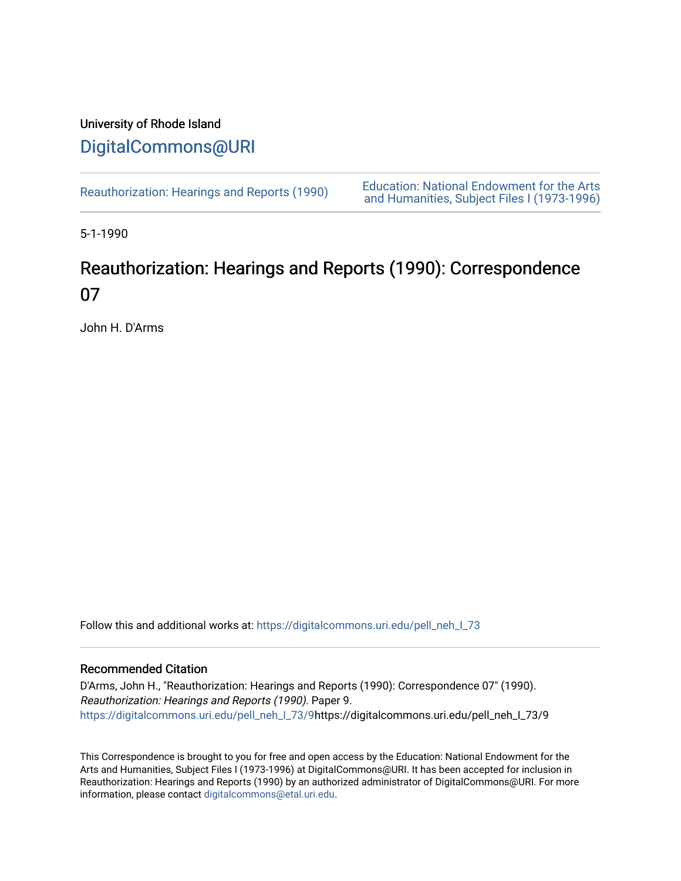University of Rhode Island

# DigitalCommons@URI

Reauthorization: Hearings and Reports (1990)

Education: National Endowment for the Arts and Humanities, Subject Files I (1973-1996)

5-1-1990

## Reauthorization: Hearings and Reports (1990): Correspondence 07

John H. D'Arms

Follow this and additional works at: https://digitalcommons.uri.edu/pell_neh_I_73

### Recommended Citation

D'Arms, John H., "Reauthorization: Hearings and Reports (1990): Correspondence 07" (1990). *Reauthorization: Hearings and Reports (1990).* Paper 9.
https://digitalcommons.uri.edu/pell_neh_I_73/9https://digitalcommons.uri.edu/pell_neh_I_73/9

This Correspondence is brought to you for free and open access by the Education: National Endowment for the Arts and Humanities, Subject Files I (1973-1996) at DigitalCommons@URI. It has been accepted for inclusion in Reauthorization: Hearings and Reports (1990) by an authorized administrator of DigitalCommons@URI. For more information, please contact digitalcommons@etal.uri.edu.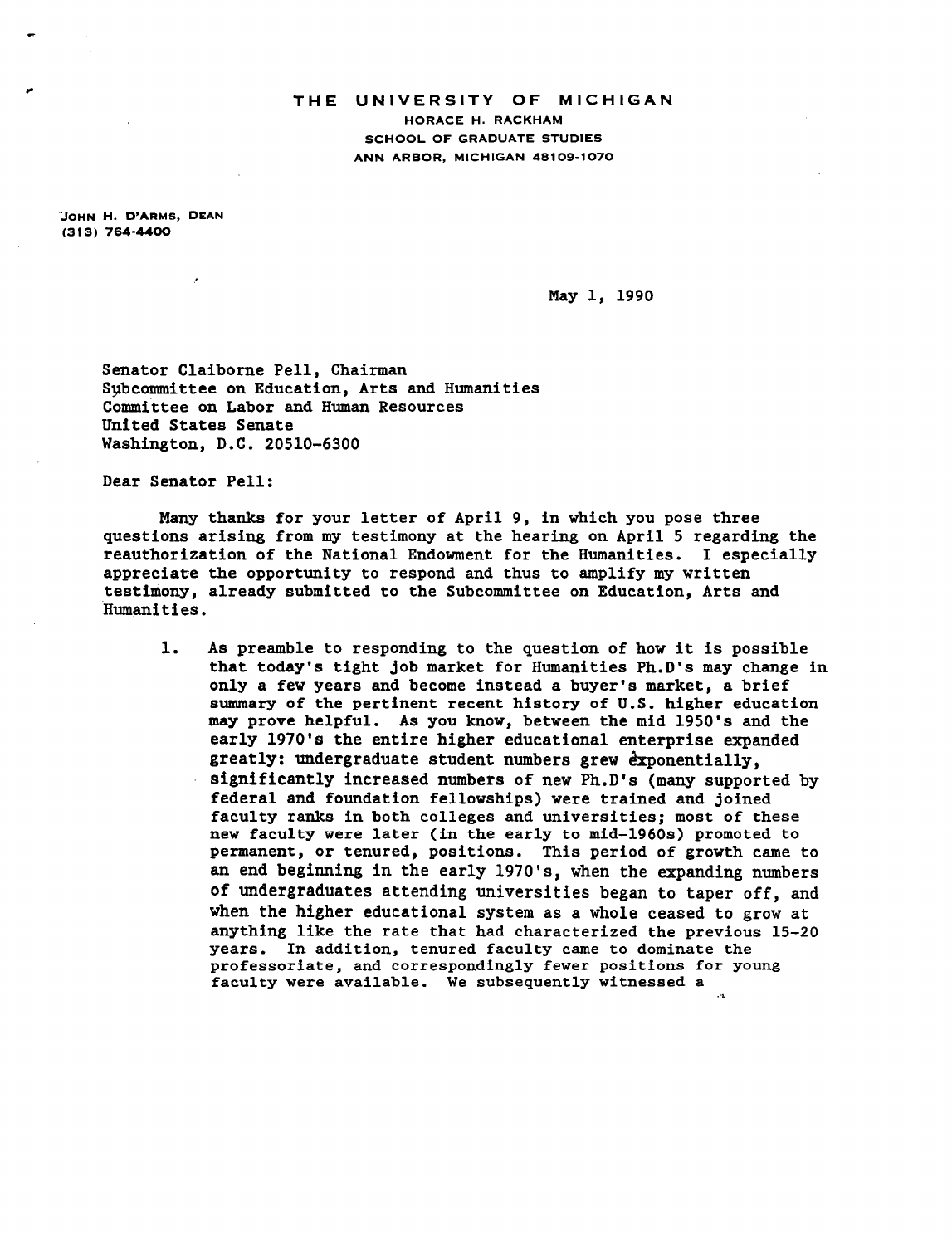THE UNIVERSITY OF MICHIGAN
HORACE H. RACKHAM
SCHOOL OF GRADUATE STUDIES
ANN ARBOR, MICHIGAN 48109-1070

JOHN H. D'ARMS, DEAN
(313) 764-4400

May 1, 1990

Senator Claiborne Pell, Chairman
Subcommittee on Education, Arts and Humanities
Committee on Labor and Human Resources
United States Senate
Washington, D.C. 20510-6300

Dear Senator Pell:

Many thanks for your letter of April 9, in which you pose three questions arising from my testimony at the hearing on April 5 regarding the reauthorization of the National Endowment for the Humanities. I especially appreciate the opportunity to respond and thus to amplify my written testimony, already submitted to the Subcommittee on Education, Arts and Humanities.

1. As preamble to responding to the question of how it is possible that today's tight job market for Humanities Ph.D's may change in only a few years and become instead a buyer's market, a brief summary of the pertinent recent history of U.S. higher education may prove helpful. As you know, between the mid 1950's and the early 1970's the entire higher educational enterprise expanded greatly: undergraduate student numbers grew exponentially, significantly increased numbers of new Ph.D's (many supported by federal and foundation fellowships) were trained and joined faculty ranks in both colleges and universities; most of these new faculty were later (in the early to mid-1960s) promoted to permanent, or tenured, positions. This period of growth came to an end beginning in the early 1970's, when the expanding numbers of undergraduates attending universities began to taper off, and when the higher educational system as a whole ceased to grow at anything like the rate that had characterized the previous 15-20 years. In addition, tenured faculty came to dominate the professoriate, and correspondingly fewer positions for young faculty were available. We subsequently witnessed a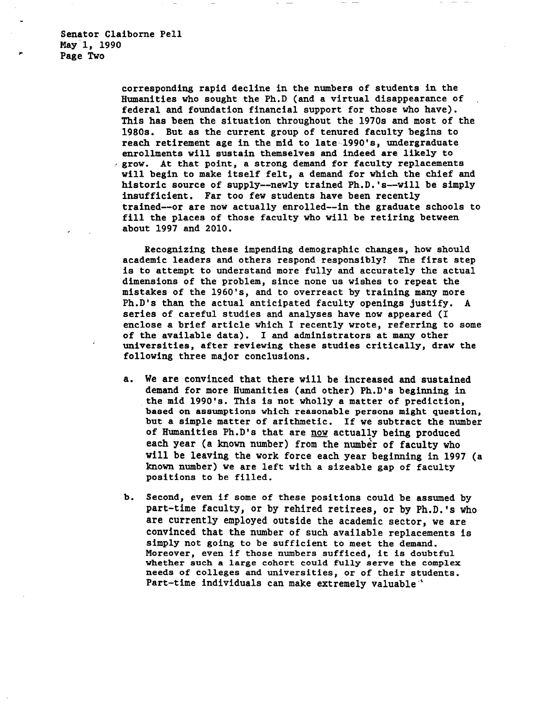corresponding rapid decline in the numbers of students in the Humanities who sought the Ph.D (and a virtual disappearance of federal and foundation financial support for those who have). This has been the situation throughout the 1970s and most of the 1980s. But as the current group of tenured faculty begins to reach retirement age in the mid to late 1990's, undergraduate enrollments will sustain themselves and indeed are likely to grow. At that point, a strong demand for faculty replacements will begin to make itself felt, a demand for which the chief and historic source of supply--newly trained Ph.D.'s--will be simply insufficient. Far too few students have been recently trained--or are now actually enrolled--in the graduate schools to fill the places of those faculty who will be retiring between about 1997 and 2010.

Recognizing these impending demographic changes, how should academic leaders and others respond responsibly? The first step is to attempt to understand more fully and accurately the actual dimensions of the problem, since none us wishes to repeat the mistakes of the 1960's, and to overreact by training many more Ph.D's than the actual anticipated faculty openings justify. A series of careful studies and analyses have now appeared (I enclose a brief article which I recently wrote, referring to some of the available data). I and administrators at many other universities, after reviewing these studies critically, draw the following three major conclusions.

a. We are convinced that there will be increased and sustained demand for more Humanities (and other) Ph.D's beginning in the mid 1990's. This is not wholly a matter of prediction, based on assumptions which reasonable persons might question, but a simple matter of arithmetic. If we subtract the number of Humanities Ph.D's that are <u>now</u> actually being produced each year (a known number) from the number of faculty who will be leaving the work force each year beginning in 1997 (a known number) we are left with a sizeable gap of faculty positions to be filled.

b. Second, even if some of these positions could be assumed by part-time faculty, or by rehired retirees, or by Ph.D.'s who are currently employed outside the academic sector, we are convinced that the number of such available replacements is simply not going to be sufficient to meet the demand. Moreover, even if those numbers sufficed, it is doubtful whether such a large cohort could fully serve the complex needs of colleges and universities, or of their students. Part-time individuals can make extremely valuable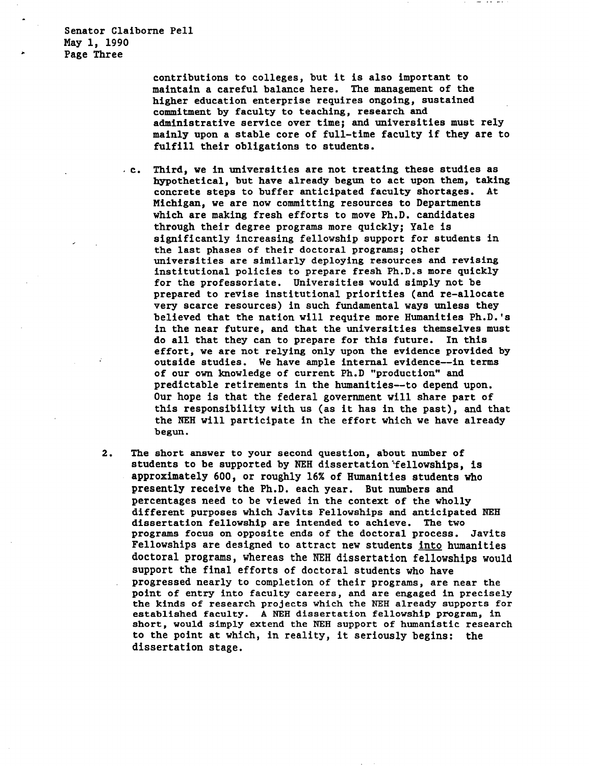contributions to colleges, but it is also important to maintain a careful balance here. The management of the higher education enterprise requires ongoing, sustained commitment by faculty to teaching, research and administrative service over time; and universities must rely mainly upon a stable core of full-time faculty if they are to fulfill their obligations to students.

c. Third, we in universities are not treating these studies as hypothetical, but have already begun to act upon them, taking concrete steps to buffer anticipated faculty shortages. At Michigan, we are now committing resources to Departments which are making fresh efforts to move Ph.D. candidates through their degree programs more quickly; Yale is significantly increasing fellowship support for students in the last phases of their doctoral programs; other universities are similarly deploying resources and revising institutional policies to prepare fresh Ph.D.s more quickly for the professoriate. Universities would simply not be prepared to revise institutional priorities (and re-allocate very scarce resources) in such fundamental ways unless they believed that the nation will require more Humanities Ph.D.'s in the near future, and that the universities themselves must do all that they can to prepare for this future. In this effort, we are not relying only upon the evidence provided by outside studies. We have ample internal evidence--in terms of our own knowledge of current Ph.D "production" and predictable retirements in the humanities--to depend upon. Our hope is that the federal government will share part of this responsibility with us (as it has in the past), and that the NEH will participate in the effort which we have already begun.

2. The short answer to your second question, about number of students to be supported by NEH dissertation fellowships, is approximately 600, or roughly 16% of Humanities students who presently receive the Ph.D. each year. But numbers and percentages need to be viewed in the context of the wholly different purposes which Javits Fellowships and anticipated NEH dissertation fellowship are intended to achieve. The two programs focus on opposite ends of the doctoral process. Javits Fellowships are designed to attract new students <u>into</u> humanities doctoral programs, whereas the NEH dissertation fellowships would support the final efforts of doctoral students who have progressed nearly to completion of their programs, are near the point of entry into faculty careers, and are engaged in precisely the kinds of research projects which the NEH already supports for established faculty. A NEH dissertation fellowship program, in short, would simply extend the NEH support of humanistic research to the point at which, in reality, it seriously begins: the dissertation stage.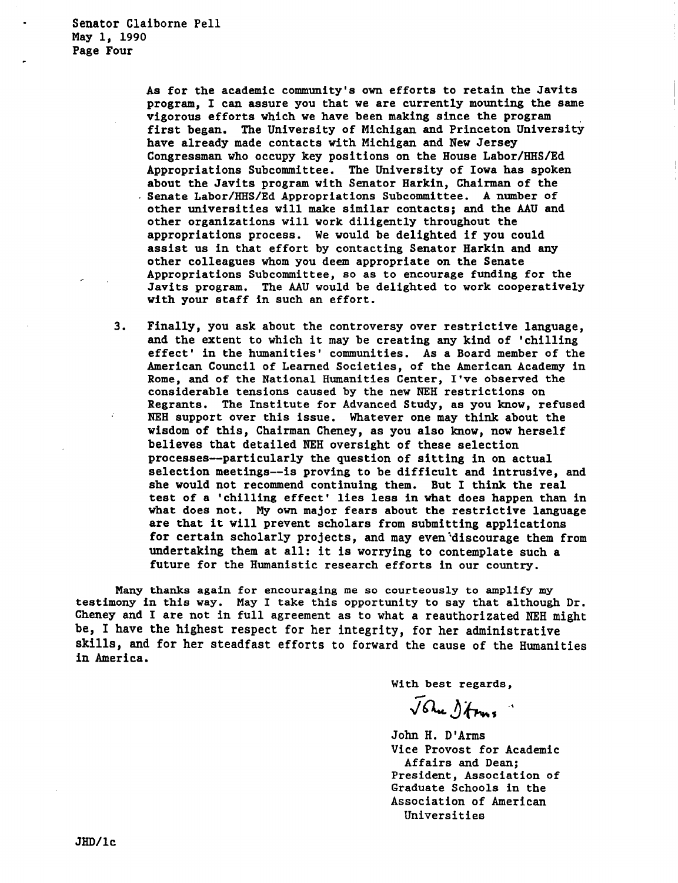Senator Claiborne Pell
May 1, 1990
Page Four

As for the academic community's own efforts to retain the Javits program, I can assure you that we are currently mounting the same vigorous efforts which we have been making since the program first began. The University of Michigan and Princeton University have already made contacts with Michigan and New Jersey Congressman who occupy key positions on the House Labor/HHS/Ed Appropriations Subcommittee. The University of Iowa has spoken about the Javits program with Senator Harkin, Chairman of the Senate Labor/HHS/Ed Appropriations Subcommittee. A number of other universities will make similar contacts; and the AAU and other organizations will work diligently throughout the appropriations process. We would be delighted if you could assist us in that effort by contacting Senator Harkin and any other colleagues whom you deem appropriate on the Senate Appropriations Subcommittee, so as to encourage funding for the Javits program. The AAU would be delighted to work cooperatively with your staff in such an effort.

3. Finally, you ask about the controversy over restrictive language, and the extent to which it may be creating any kind of 'chilling effect' in the humanities' communities. As a Board member of the American Council of Learned Societies, of the American Academy in Rome, and of the National Humanities Center, I've observed the considerable tensions caused by the new NEH restrictions on Regrants. The Institute for Advanced Study, as you know, refused NEH support over this issue. Whatever one may think about the wisdom of this, Chairman Cheney, as you also know, now herself believes that detailed NEH oversight of these selection processes--particularly the question of sitting in on actual selection meetings--is proving to be difficult and intrusive, and she would not recommend continuing them. But I think the real test of a 'chilling effect' lies less in what does happen than in what does not. My own major fears about the restrictive language are that it will prevent scholars from submitting applications for certain scholarly projects, and may even discourage them from undertaking them at all: it is worrying to contemplate such a future for the Humanistic research efforts in our country.

Many thanks again for encouraging me so courteously to amplify my testimony in this way. May I take this opportunity to say that although Dr. Cheney and I are not in full agreement as to what a reauthorizated NEH might be, I have the highest respect for her integrity, for her administrative skills, and for her steadfast efforts to forward the cause of the Humanities in America.

With best regards,

John D'Arms

John H. D'Arms
Vice Provost for Academic Affairs and Dean;
President, Association of Graduate Schools in the Association of American Universities

JHD/lc